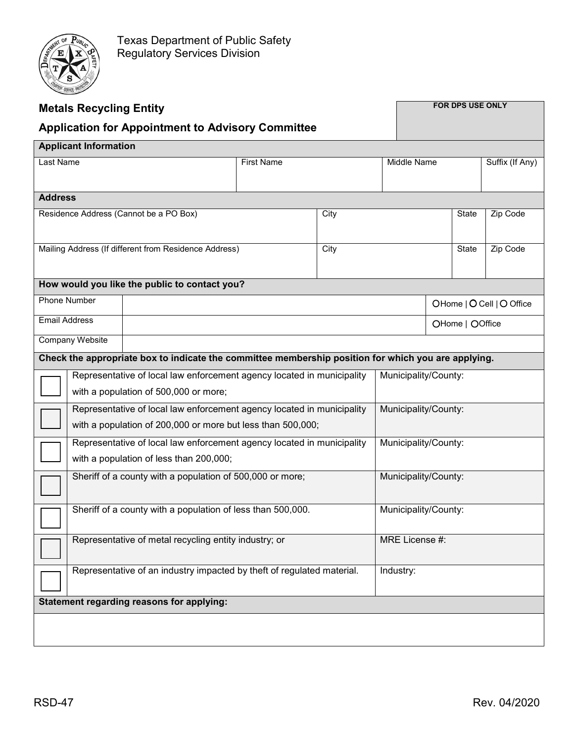Texas Department of Public Safety
Regulatory Services Division

## Metals Recycling Entity

## Application for Appointment to Advisory Committee

| FOR DPS USE ONLY |
|---|
| |

**Applicant Information**

| Last Name | First Name | Middle Name | Suffix (If Any) |
|---|---|---|---|
| | | | |

**Address**

| Residence Address (Cannot be a PO Box) | City | State | Zip Code |
|---|---|---|---|
| | | | |
| Mailing Address (If different from Residence Address) | City | State | Zip Code |
| | | | |

**How would you like the public to contact you?**

| | | |
|---|---|---|
| Phone Number | | ○Home \| ○ Cell \| ○ Office |
| Email Address | | ○Home \| ○Office |
| Company Website | | |

**Check the appropriate box to indicate the committee membership position for which you are applying.**

| | Position | |
|---|---|---|
| ☐ | Representative of local law enforcement agency located in municipality with a population of 500,000 or more; | Municipality/County: |
| ☐ | Representative of local law enforcement agency located in municipality with a population of 200,000 or more but less than 500,000; | Municipality/County: |
| ☐ | Representative of local law enforcement agency located in municipality with a population of less than 200,000; | Municipality/County: |
| ☐ | Sheriff of a county with a population of 500,000 or more; | Municipality/County: |
| ☐ | Sheriff of a county with a population of less than 500,000. | Municipality/County: |
| ☐ | Representative of metal recycling entity industry; or | MRE License #: |
| ☐ | Representative of an industry impacted by theft of regulated material. | Industry: |

**Statement regarding reasons for applying:**

RSD-47 Rev. 04/2020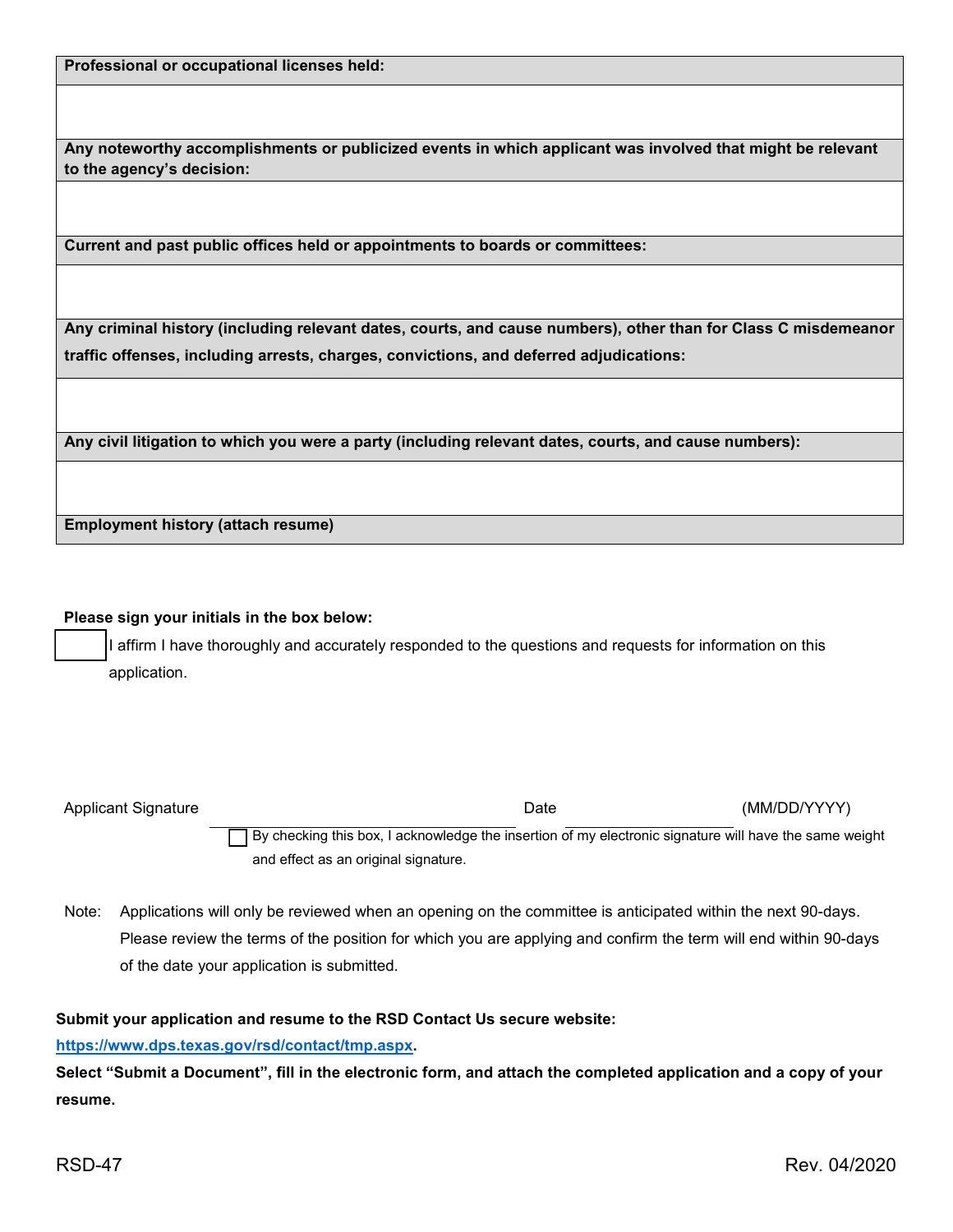| Professional or occupational licenses held: |
| --- |
| |
| **Any noteworthy accomplishments or publicized events in which applicant was involved that might be relevant to the agency's decision:** |
| |
| **Current and past public offices held or appointments to boards or committees:** |
| |
| **Any criminal history (including relevant dates, courts, and cause numbers), other than for Class C misdemeanor traffic offenses, including arrests, charges, convictions, and deferred adjudications:** |
| |
| **Any civil litigation to which you were a party (including relevant dates, courts, and cause numbers):** |
| |
| **Employment history (attach resume)** |

**Please sign your initials in the box below:**

☐ I affirm I have thoroughly and accurately responded to the questions and requests for information on this application.

Applicant Signature \_\_\_\_\_\_\_\_\_\_\_\_\_\_\_\_\_\_\_\_\_\_\_\_ Date \_\_\_\_\_\_\_\_\_\_\_\_\_\_\_\_ (MM/DD/YYYY)

☐ By checking this box, I acknowledge the insertion of my electronic signature will have the same weight and effect as an original signature.

Note: Applications will only be reviewed when an opening on the committee is anticipated within the next 90-days. Please review the terms of the position for which you are applying and confirm the term will end within 90-days of the date your application is submitted.

**Submit your application and resume to the RSD Contact Us secure website:**
**https://www.dps.texas.gov/rsd/contact/tmp.aspx.**
**Select "Submit a Document", fill in the electronic form, and attach the completed application and a copy of your resume.**

RSD-47 Rev. 04/2020